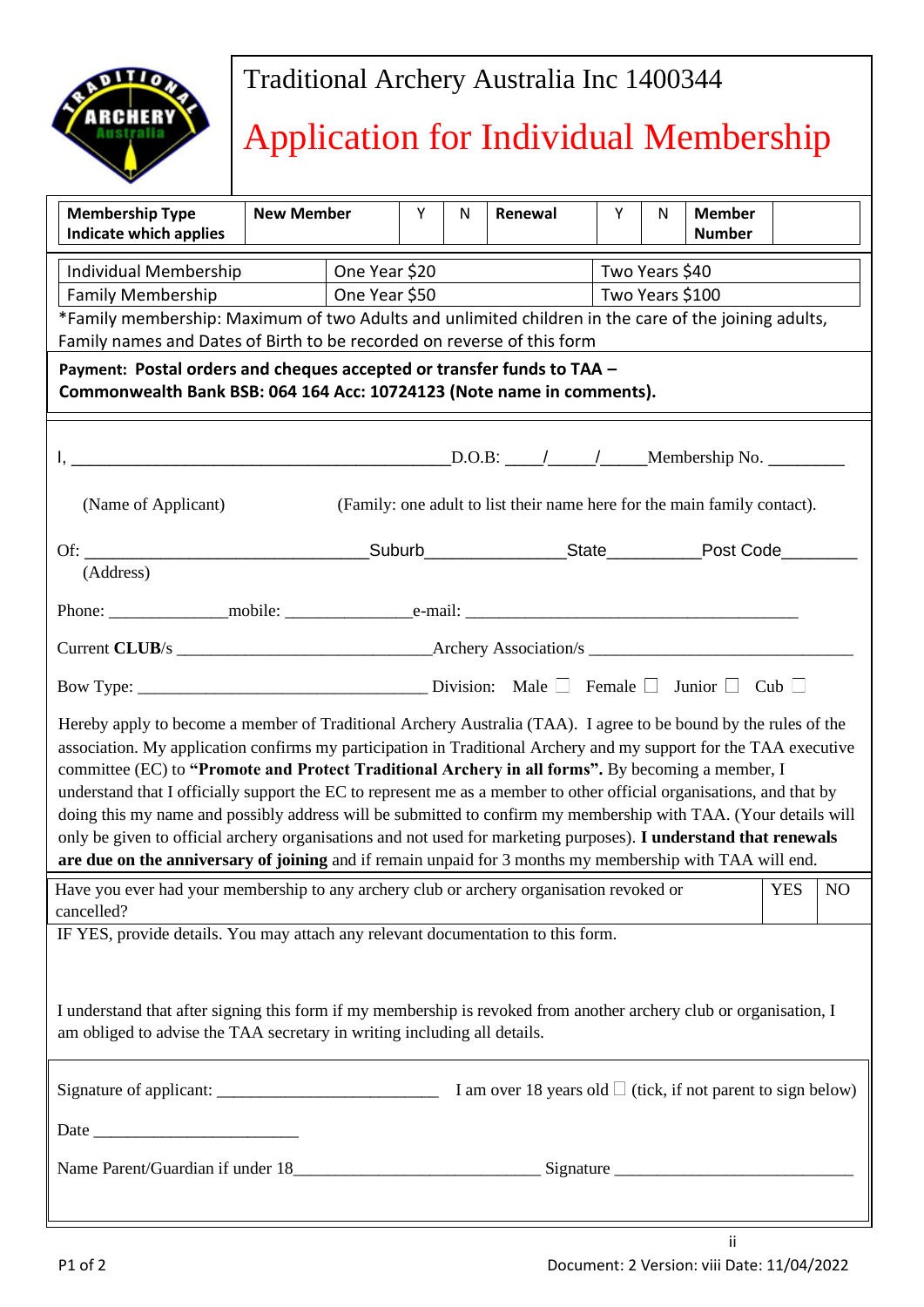Traditional Archery Australia Inc 1400344

# Application for Individual Membership

| Membership Type Indicate which applies | New Member | Y | N | Renewal | Y | N | Member Number | |
|---|---|---|---|---|---|---|---|---|

| Individual Membership | One Year $20 | Two Years $40 |
|---|---|---|
| Family Membership | One Year $50 | Two Years $100 |

*Family membership: Maximum of two Adults and unlimited children in the care of the joining adults, Family names and Dates of Birth to be recorded on reverse of this form

**Payment: Postal orders and cheques accepted or transfer funds to TAA – Commonwealth Bank BSB: 064 164 Acc: 10724123 (Note name in comments).**

I, ____________________________________________D.O.B: ____/_____/_____Membership No. _________

(Name of Applicant) (Family: one adult to list their name here for the main family contact).

Of: _______________________________Suburb_______________State__________Post Code________
(Address)

Phone: ______________mobile: _______________e-mail: _______________________________________

Current **CLUB**/s _____________________________Archery Association/s _______________________________

Bow Type: __________________________________ Division: Male ☐ Female ☐ Junior ☐ Cub ☐

Hereby apply to become a member of Traditional Archery Australia (TAA). I agree to be bound by the rules of the association. My application confirms my participation in Traditional Archery and my support for the TAA executive committee (EC) to **"Promote and Protect Traditional Archery in all forms".** By becoming a member, I understand that I officially support the EC to represent me as a member to other official organisations, and that by doing this my name and possibly address will be submitted to confirm my membership with TAA. (Your details will only be given to official archery organisations and not used for marketing purposes). **I understand that renewals are due on the anniversary of joining** and if remain unpaid for 3 months my membership with TAA will end.

| Have you ever had your membership to any archery club or archery organisation revoked or cancelled? | YES | NO |
|---|---|---|

IF YES, provide details. You may attach any relevant documentation to this form.

I understand that after signing this form if my membership is revoked from another archery club or organisation, I am obliged to advise the TAA secretary in writing including all details.

Signature of applicant: __________________________ I am over 18 years old ☐ (tick, if not parent to sign below)

Date _________________________

Name Parent/Guardian if under 18_____________________________ Signature _____________________________

ii

Document: 2 Version: viii Date: 11/04/2022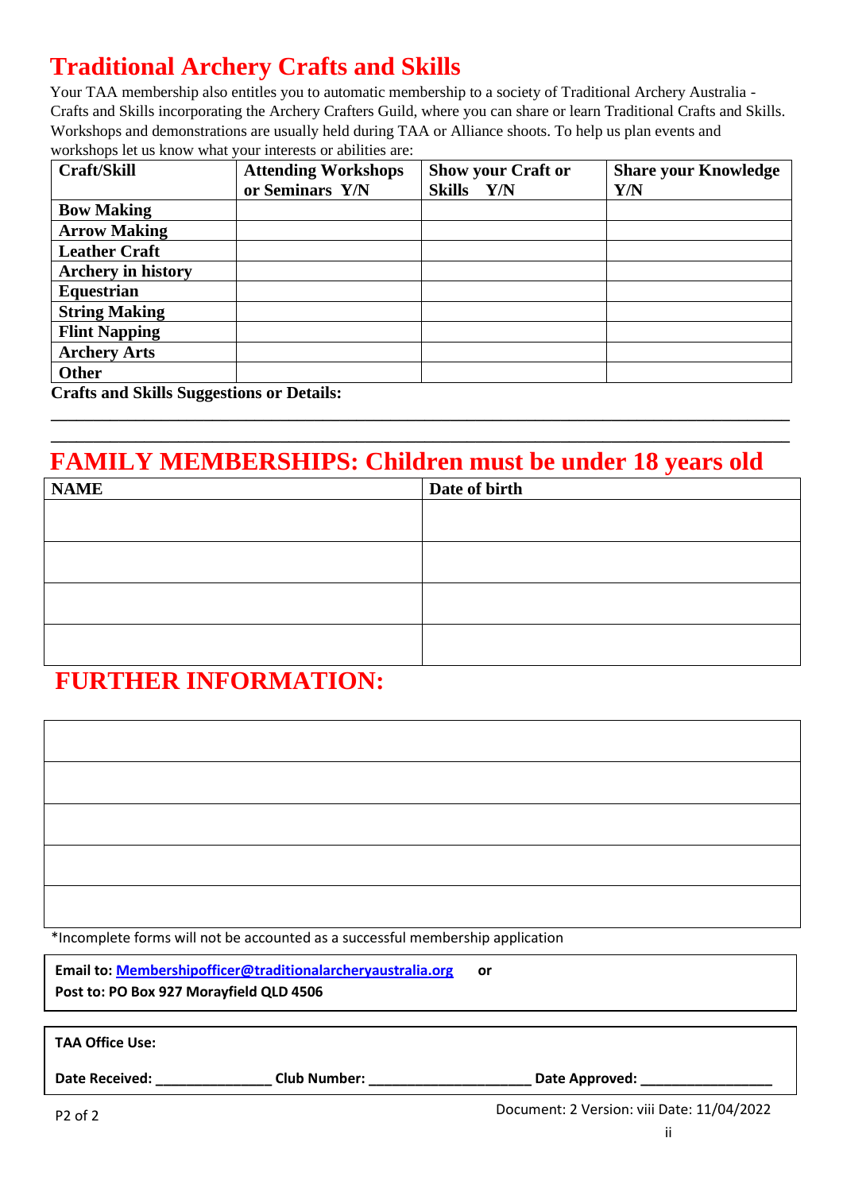# Traditional Archery Crafts and Skills

Your TAA membership also entitles you to automatic membership to a society of Traditional Archery Australia - Crafts and Skills incorporating the Archery Crafters Guild, where you can share or learn Traditional Crafts and Skills. Workshops and demonstrations are usually held during TAA or Alliance shoots. To help us plan events and workshops let us know what your interests or abilities are:

| Craft/Skill | Attending Workshops or Seminars Y/N | Show your Craft or Skills Y/N | Share your Knowledge Y/N |
|---|---|---|---|
| **Bow Making** | | | |
| **Arrow Making** | | | |
| **Leather Craft** | | | |
| **Archery in history** | | | |
| **Equestrian** | | | |
| **String Making** | | | |
| **Flint Napping** | | | |
| **Archery Arts** | | | |
| **Other** | | | |

**Crafts and Skills Suggestions or Details:**

______________________________________________________________________________

______________________________________________________________________________

# FAMILY MEMBERSHIPS: Children must be under 18 years old

| NAME | Date of birth |
|---|---|
| | |
| | |
| | |
| | |

# FURTHER INFORMATION:

| |
|---|
| |
| |
| |
| |
| |

*Incomplete forms will not be accounted as a successful membership application

**Email to: Membershipofficer@traditionalarcheryaustralia.org or**
**Post to: PO Box 927 Morayfield QLD 4506**

**TAA Office Use:**

**Date Received:** _______________ **Club Number:** _____________________ **Date Approved:** _________________

Document: 2 Version: viii Date: 11/04/2022